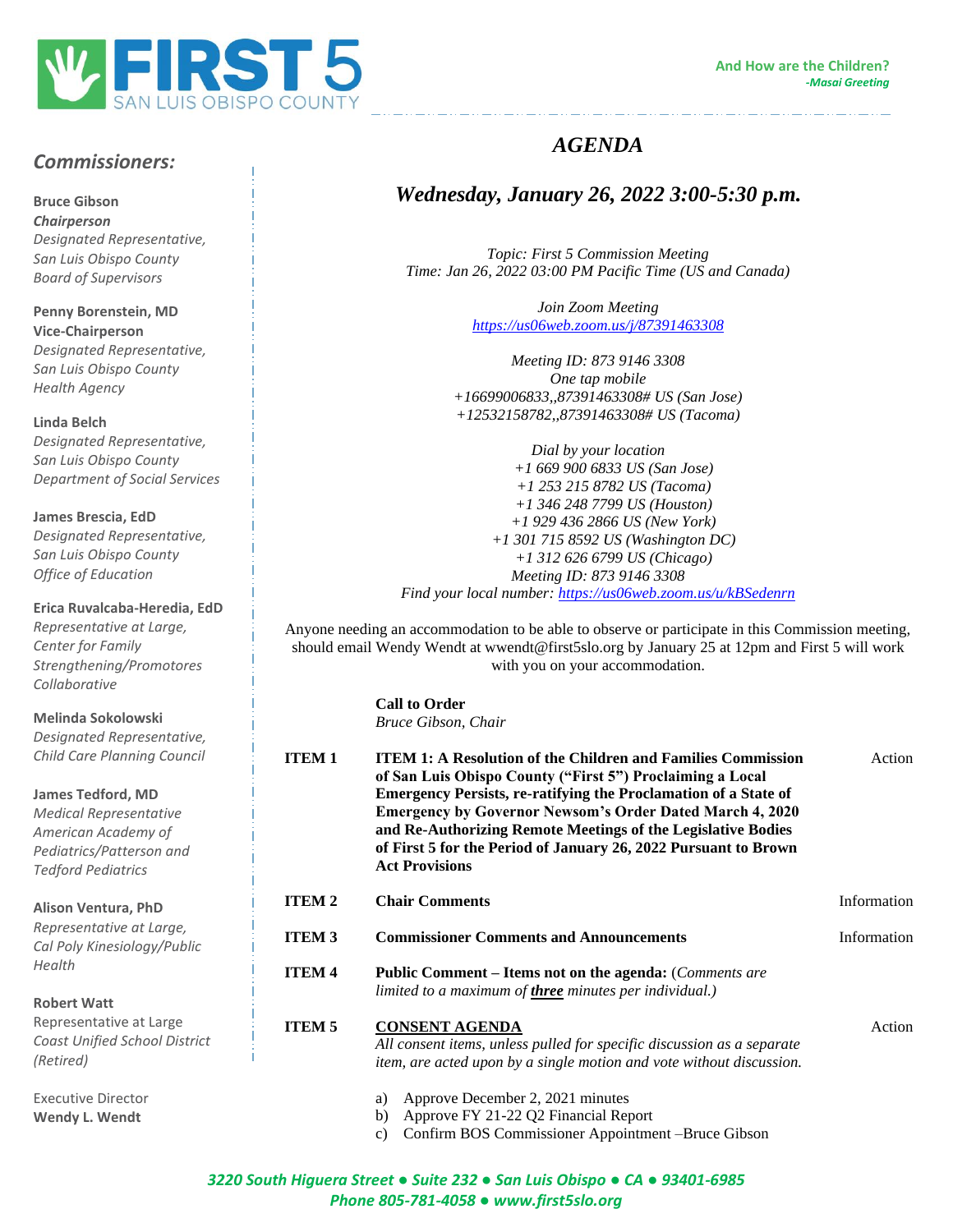FIRST 5 SAN LUIS OBISPO COUNTY

**And How are the Children?**
***-Masai Greeting***

## *Commissioners:*

**Bruce Gibson**
***Chairperson***
*Designated Representative, San Luis Obispo County Board of Supervisors*

**Penny Borenstein, MD**
**Vice-Chairperson**
*Designated Representative, San Luis Obispo County Health Agency*

**Linda Belch**
*Designated Representative, San Luis Obispo County Department of Social Services*

**James Brescia, EdD**
*Designated Representative, San Luis Obispo County Office of Education*

**Erica Ruvalcaba-Heredia, EdD**
*Representative at Large, Center for Family Strengthening/Promotores Collaborative*

**Melinda Sokolowski**
*Designated Representative, Child Care Planning Council*

**James Tedford, MD**
*Medical Representative American Academy of Pediatrics/Patterson and Tedford Pediatrics*

**Alison Ventura, PhD**
*Representative at Large, Cal Poly Kinesiology/Public Health*

**Robert Watt**
Representative at Large
*Coast Unified School District (Retired)*

Executive Director
**Wendy L. Wendt**

# *AGENDA*

## *Wednesday, January 26, 2022 3:00-5:30 p.m.*

*Topic: First 5 Commission Meeting*
*Time: Jan 26, 2022 03:00 PM Pacific Time (US and Canada)*

*Join Zoom Meeting*
*https://us06web.zoom.us/j/87391463308*

*Meeting ID: 873 9146 3308*
*One tap mobile*
*+16699006833,,87391463308# US (San Jose)*
*+12532158782,,87391463308# US (Tacoma)*

*Dial by your location*
*+1 669 900 6833 US (San Jose)*
*+1 253 215 8782 US (Tacoma)*
*+1 346 248 7799 US (Houston)*
*+1 929 436 2866 US (New York)*
*+1 301 715 8592 US (Washington DC)*
*+1 312 626 6799 US (Chicago)*
*Meeting ID: 873 9146 3308*
*Find your local number: https://us06web.zoom.us/u/kBSedenrn*

Anyone needing an accommodation to be able to observe or participate in this Commission meeting, should email Wendy Wendt at wwendt@first5slo.org by January 25 at 12pm and First 5 will work with you on your accommodation.

**Call to Order**
*Bruce Gibson, Chair*

**ITEM 1** — **ITEM 1: A Resolution of the Children and Families Commission of San Luis Obispo County ("First 5") Proclaiming a Local Emergency Persists, re-ratifying the Proclamation of a State of Emergency by Governor Newsom's Order Dated March 4, 2020 and Re-Authorizing Remote Meetings of the Legislative Bodies of First 5 for the Period of January 26, 2022 Pursuant to Brown Act Provisions** — Action

**ITEM 2** — **Chair Comments** — Information

**ITEM 3** — **Commissioner Comments and Announcements** — Information

**ITEM 4** — **Public Comment – Items not on the agenda:** (*Comments are limited to a maximum of* ***three*** *minutes per individual.)*

**ITEM 5** — **CONSENT AGENDA** — Action
*All consent items, unless pulled for specific discussion as a separate item, are acted upon by a single motion and vote without discussion.*

a) Approve December 2, 2021 minutes
b) Approve FY 21-22 Q2 Financial Report
c) Confirm BOS Commissioner Appointment –Bruce Gibson

*3220 South Higuera Street ● Suite 232 ● San Luis Obispo ● CA ● 93401-6985*
*Phone 805-781-4058 ● www.first5slo.org*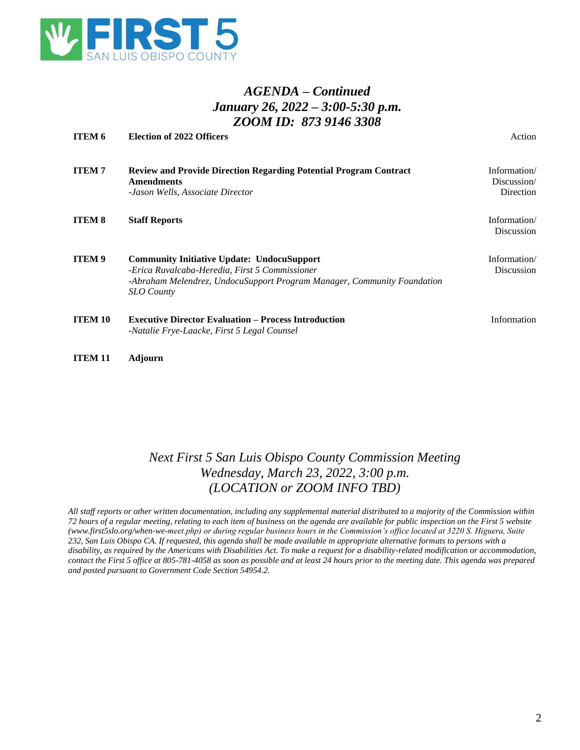FIRST 5
SAN LUIS OBISPO COUNTY

## *AGENDA – Continued*
## *January 26, 2022 – 3:00-5:30 p.m.*
## *ZOOM ID: 873 9146 3308*

| | | |
|---|---|---|
| **ITEM 6** | **Election of 2022 Officers** | Action |
| **ITEM 7** | **Review and Provide Direction Regarding Potential Program Contract Amendments**<br>*-Jason Wells, Associate Director* | Information/ Discussion/ Direction |
| **ITEM 8** | **Staff Reports** | Information/ Discussion |
| **ITEM 9** | **Community Initiative Update: UndocuSupport**<br>*-Erica Ruvalcaba-Heredia, First 5 Commissioner*<br>*-Abraham Melendrez, UndocuSupport Program Manager, Community Foundation SLO County* | Information/ Discussion |
| **ITEM 10** | **Executive Director Evaluation – Process Introduction**<br>*-Natalie Frye-Laacke, First 5 Legal Counsel* | Information |
| **ITEM 11** | **Adjourn** | |

*Next First 5 San Luis Obispo County Commission Meeting*
*Wednesday, March 23, 2022, 3:00 p.m.*
*(LOCATION or ZOOM INFO TBD)*

*All staff reports or other written documentation, including any supplemental material distributed to a majority of the Commission within 72 hours of a regular meeting, relating to each item of business on the agenda are available for public inspection on the First 5 website (www.first5slo.org/when-we-meet.php) or during regular business hours in the Commission's office located at 3220 S. Higuera, Suite 232, San Luis Obispo CA. If requested, this agenda shall be made available in appropriate alternative formats to persons with a disability, as required by the Americans with Disabilities Act. To make a request for a disability-related modification or accommodation, contact the First 5 office at 805-781-4058 as soon as possible and at least 24 hours prior to the meeting date. This agenda was prepared and posted pursuant to Government Code Section 54954.2.*